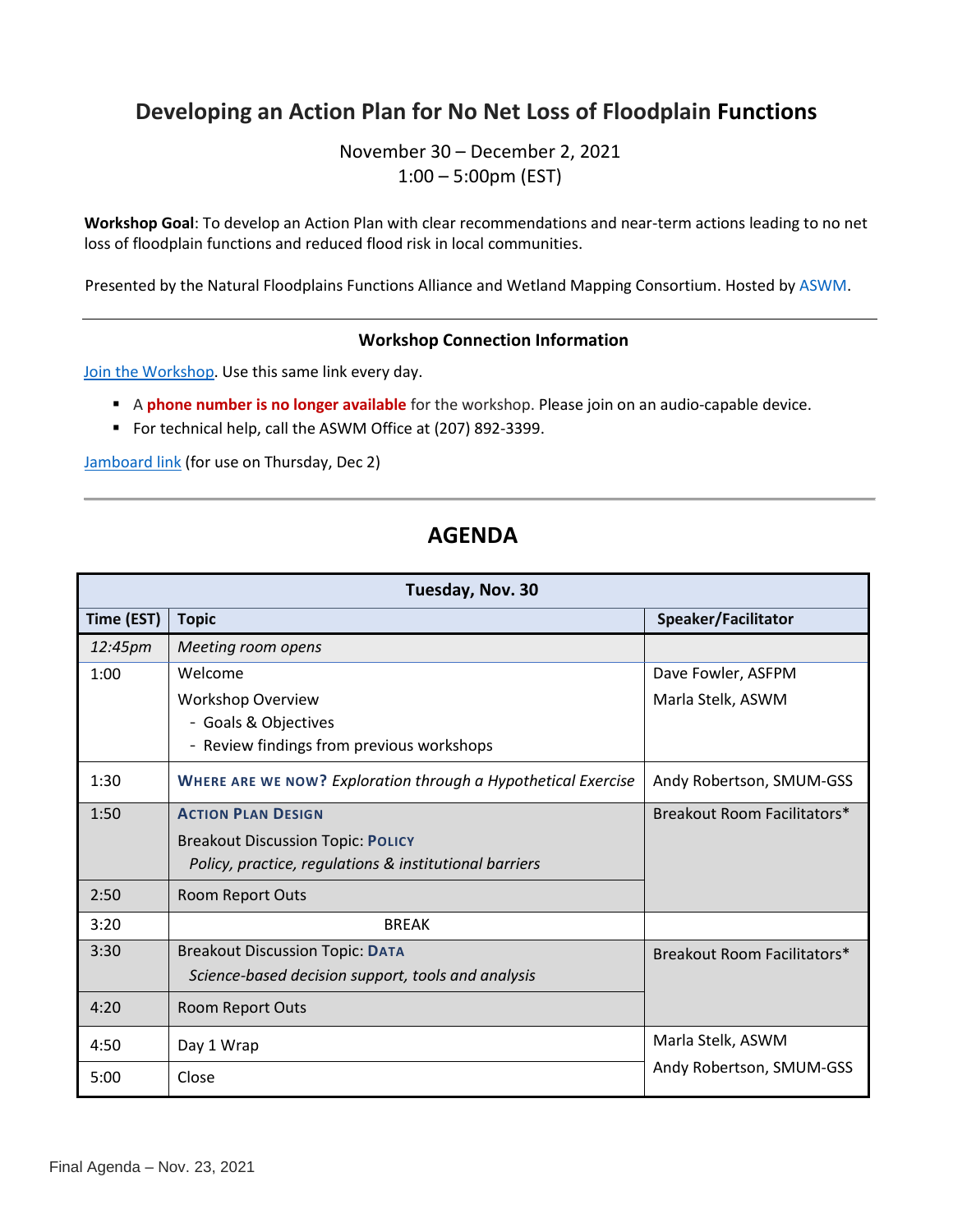# Developing an Action Plan for No Net Loss of Floodplain Functions

November 30 – December 2, 2021
1:00 – 5:00pm (EST)

**Workshop Goal**: To develop an Action Plan with clear recommendations and near-term actions leading to no net loss of floodplain functions and reduced flood risk in local communities.

Presented by the Natural Floodplains Functions Alliance and Wetland Mapping Consortium. Hosted by ASWM.

---

### Workshop Connection Information

Join the Workshop. Use this same link every day.

- A **phone number is no longer available** for the workshop. Please join on an audio-capable device.
- For technical help, call the ASWM Office at (207) 892-3399.

Jamboard link (for use on Thursday, Dec 2)

---

## AGENDA

| Tuesday, Nov. 30 | | |
|---|---|---|
| **Time (EST)** | **Topic** | **Speaker/Facilitator** |
| *12:45pm* | *Meeting room opens* | |
| 1:00 | Welcome<br>Workshop Overview<br>- Goals & Objectives<br>- Review findings from previous workshops | Dave Fowler, ASFPM<br>Marla Stelk, ASWM |
| 1:30 | **WHERE ARE WE NOW?** *Exploration through a Hypothetical Exercise* | Andy Robertson, SMUM-GSS |
| 1:50 | **ACTION PLAN DESIGN**<br>Breakout Discussion Topic: **POLICY**<br>*Policy, practice, regulations & institutional barriers* | Breakout Room Facilitators* |
| 2:50 | Room Report Outs | |
| 3:20 | BREAK | |
| 3:30 | Breakout Discussion Topic: **DATA**<br>*Science-based decision support, tools and analysis* | Breakout Room Facilitators* |
| 4:20 | Room Report Outs | |
| 4:50 | Day 1 Wrap | Marla Stelk, ASWM<br>Andy Robertson, SMUM-GSS |
| 5:00 | Close | |

Final Agenda – Nov. 23, 2021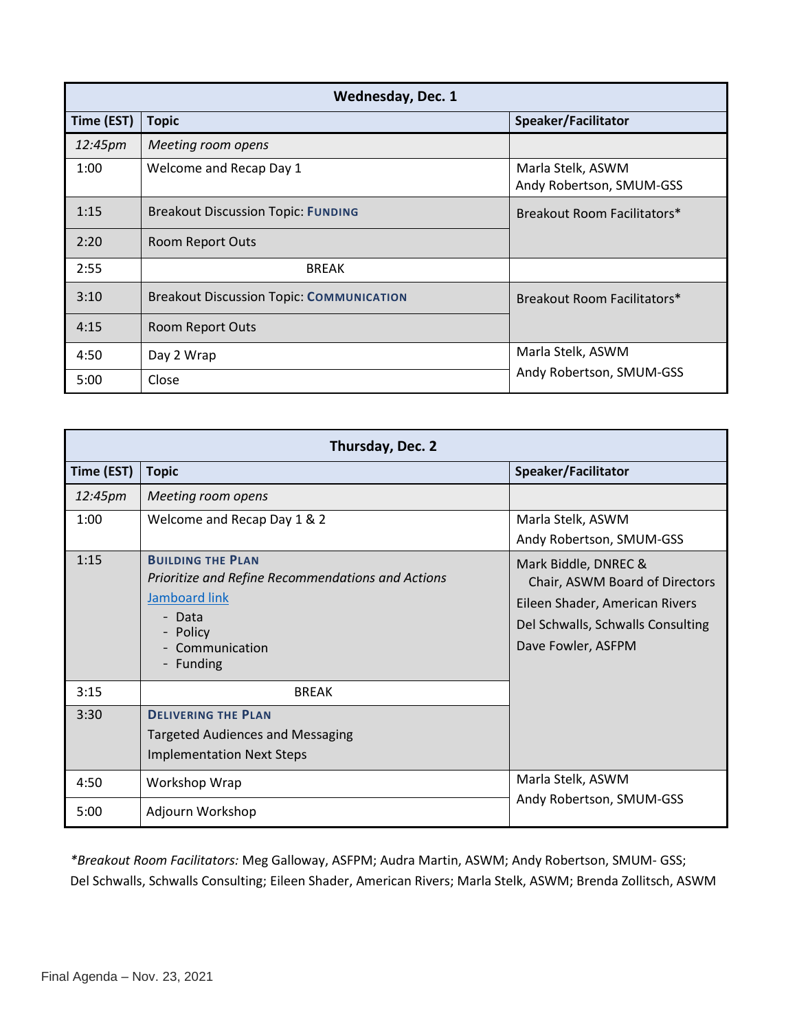| Wednesday, Dec. 1 | | |
|---|---|---|
| **Time (EST)** | **Topic** | **Speaker/Facilitator** |
| *12:45pm* | *Meeting room opens* | |
| 1:00 | Welcome and Recap Day 1 | Marla Stelk, ASWM<br>Andy Robertson, SMUM-GSS |
| 1:15 | Breakout Discussion Topic: **FUNDING** | Breakout Room Facilitators* |
| 2:20 | Room Report Outs | |
| 2:55 | BREAK | |
| 3:10 | Breakout Discussion Topic: **COMMUNICATION** | Breakout Room Facilitators* |
| 4:15 | Room Report Outs | |
| 4:50 | Day 2 Wrap | Marla Stelk, ASWM<br>Andy Robertson, SMUM-GSS |
| 5:00 | Close | |

| Thursday, Dec. 2 | | |
|---|---|---|
| **Time (EST)** | **Topic** | **Speaker/Facilitator** |
| *12:45pm* | *Meeting room opens* | |
| 1:00 | Welcome and Recap Day 1 & 2 | Marla Stelk, ASWM<br>Andy Robertson, SMUM-GSS |
| 1:15 | **BUILDING THE PLAN**<br>*Prioritize and Refine Recommendations and Actions*<br>[Jamboard link]<br>- Data<br>- Policy<br>- Communication<br>- Funding | Mark Biddle, DNREC & Chair, ASWM Board of Directors<br>Eileen Shader, American Rivers<br>Del Schwalls, Schwalls Consulting<br>Dave Fowler, ASFPM |
| 3:15 | BREAK | |
| 3:30 | **DELIVERING THE PLAN**<br>Targeted Audiences and Messaging<br>Implementation Next Steps | |
| 4:50 | Workshop Wrap | Marla Stelk, ASWM<br>Andy Robertson, SMUM-GSS |
| 5:00 | Adjourn Workshop | |

**Breakout Room Facilitators:* Meg Galloway, ASFPM; Audra Martin, ASWM; Andy Robertson, SMUM- GSS; Del Schwalls, Schwalls Consulting; Eileen Shader, American Rivers; Marla Stelk, ASWM; Brenda Zollitsch, ASWM

Final Agenda – Nov. 23, 2021